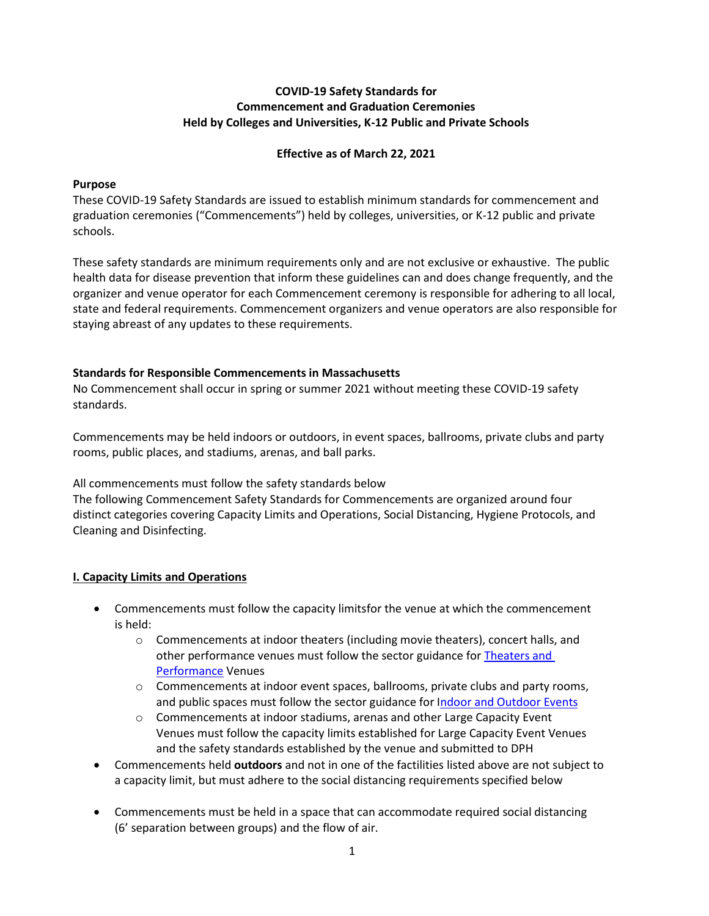# COVID-19 Safety Standards for Commencement and Graduation Ceremonies Held by Colleges and Universities, K-12 Public and Private Schools

**Effective as of March 22, 2021**

**Purpose**

These COVID-19 Safety Standards are issued to establish minimum standards for commencement and graduation ceremonies ("Commencements") held by colleges, universities, or K-12 public and private schools.

These safety standards are minimum requirements only and are not exclusive or exhaustive. The public health data for disease prevention that inform these guidelines can and does change frequently, and the organizer and venue operator for each Commencement ceremony is responsible for adhering to all local, state and federal requirements. Commencement organizers and venue operators are also responsible for staying abreast of any updates to these requirements.

**Standards for Responsible Commencements in Massachusetts**

No Commencement shall occur in spring or summer 2021 without meeting these COVID-19 safety standards.

Commencements may be held indoors or outdoors, in event spaces, ballrooms, private clubs and party rooms, public places, and stadiums, arenas, and ball parks.

All commencements must follow the safety standards below

The following Commencement Safety Standards for Commencements are organized around four distinct categories covering Capacity Limits and Operations, Social Distancing, Hygiene Protocols, and Cleaning and Disinfecting.

## I. Capacity Limits and Operations

- Commencements must follow the capacity limitsfor the venue at which the commencement is held:
  - Commencements at indoor theaters (including movie theaters), concert halls, and other performance venues must follow the sector guidance for Theaters and Performance Venues
  - Commencements at indoor event spaces, ballrooms, private clubs and party rooms, and public spaces must follow the sector guidance for Indoor and Outdoor Events
  - Commencements at indoor stadiums, arenas and other Large Capacity Event Venues must follow the capacity limits established for Large Capacity Event Venues and the safety standards established by the venue and submitted to DPH
- Commencements held **outdoors** and not in one of the factilities listed above are not subject to a capacity limit, but must adhere to the social distancing requirements specified below
- Commencements must be held in a space that can accommodate required social distancing (6' separation between groups) and the flow of air.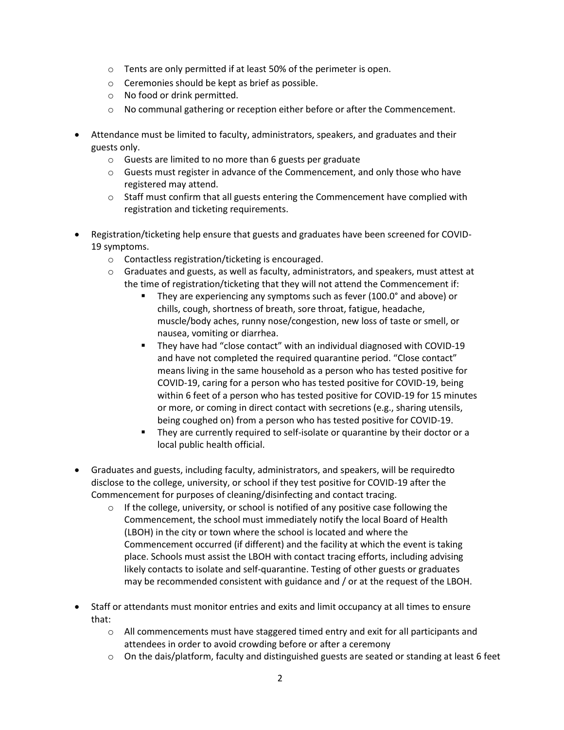- Tents are only permitted if at least 50% of the perimeter is open.
  - Ceremonies should be kept as brief as possible.
  - No food or drink permitted.
  - No communal gathering or reception either before or after the Commencement.

- Attendance must be limited to faculty, administrators, speakers, and graduates and their guests only.
  - Guests are limited to no more than 6 guests per graduate
  - Guests must register in advance of the Commencement, and only those who have registered may attend.
  - Staff must confirm that all guests entering the Commencement have complied with registration and ticketing requirements.

- Registration/ticketing help ensure that guests and graduates have been screened for COVID-19 symptoms.
  - Contactless registration/ticketing is encouraged.
  - Graduates and guests, as well as faculty, administrators, and speakers, must attest at the time of registration/ticketing that they will not attend the Commencement if:
    - They are experiencing any symptoms such as fever (100.0° and above) or chills, cough, shortness of breath, sore throat, fatigue, headache, muscle/body aches, runny nose/congestion, new loss of taste or smell, or nausea, vomiting or diarrhea.
    - They have had "close contact" with an individual diagnosed with COVID-19 and have not completed the required quarantine period. "Close contact" means living in the same household as a person who has tested positive for COVID-19, caring for a person who has tested positive for COVID-19, being within 6 feet of a person who has tested positive for COVID-19 for 15 minutes or more, or coming in direct contact with secretions (e.g., sharing utensils, being coughed on) from a person who has tested positive for COVID-19.
    - They are currently required to self-isolate or quarantine by their doctor or a local public health official.

- Graduates and guests, including faculty, administrators, and speakers, will be requiredto disclose to the college, university, or school if they test positive for COVID-19 after the Commencement for purposes of cleaning/disinfecting and contact tracing.
  - If the college, university, or school is notified of any positive case following the Commencement, the school must immediately notify the local Board of Health (LBOH) in the city or town where the school is located and where the Commencement occurred (if different) and the facility at which the event is taking place. Schools must assist the LBOH with contact tracing efforts, including advising likely contacts to isolate and self-quarantine. Testing of other guests or graduates may be recommended consistent with guidance and / or at the request of the LBOH.

- Staff or attendants must monitor entries and exits and limit occupancy at all times to ensure that:
  - All commencements must have staggered timed entry and exit for all participants and attendees in order to avoid crowding before or after a ceremony
  - On the dais/platform, faculty and distinguished guests are seated or standing at least 6 feet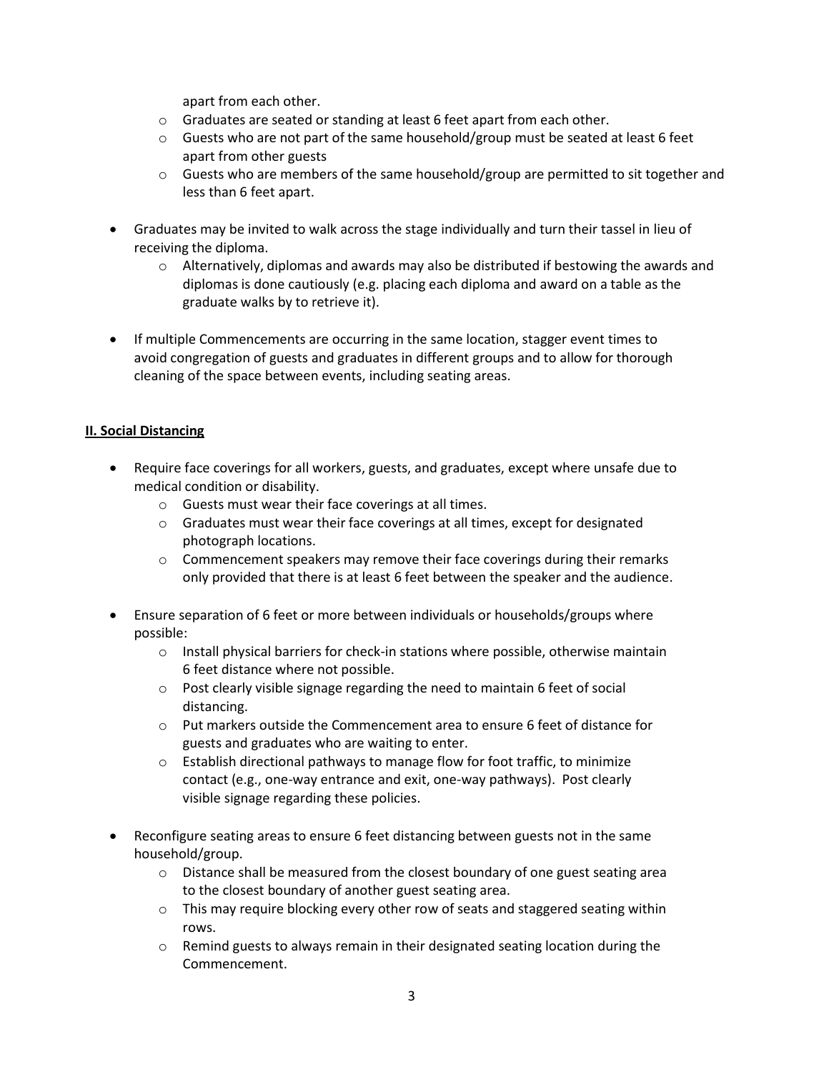apart from each other.
    - Graduates are seated or standing at least 6 feet apart from each other.
    - Guests who are not part of the same household/group must be seated at least 6 feet apart from other guests
    - Guests who are members of the same household/group are permitted to sit together and less than 6 feet apart.

- Graduates may be invited to walk across the stage individually and turn their tassel in lieu of receiving the diploma.
    - Alternatively, diplomas and awards may also be distributed if bestowing the awards and diplomas is done cautiously (e.g. placing each diploma and award on a table as the graduate walks by to retrieve it).

- If multiple Commencements are occurring in the same location, stagger event times to avoid congregation of guests and graduates in different groups and to allow for thorough cleaning of the space between events, including seating areas.

## II. Social Distancing

- Require face coverings for all workers, guests, and graduates, except where unsafe due to medical condition or disability.
    - Guests must wear their face coverings at all times.
    - Graduates must wear their face coverings at all times, except for designated photograph locations.
    - Commencement speakers may remove their face coverings during their remarks only provided that there is at least 6 feet between the speaker and the audience.

- Ensure separation of 6 feet or more between individuals or households/groups where possible:
    - Install physical barriers for check-in stations where possible, otherwise maintain 6 feet distance where not possible.
    - Post clearly visible signage regarding the need to maintain 6 feet of social distancing.
    - Put markers outside the Commencement area to ensure 6 feet of distance for guests and graduates who are waiting to enter.
    - Establish directional pathways to manage flow for foot traffic, to minimize contact (e.g., one-way entrance and exit, one-way pathways). Post clearly visible signage regarding these policies.

- Reconfigure seating areas to ensure 6 feet distancing between guests not in the same household/group.
    - Distance shall be measured from the closest boundary of one guest seating area to the closest boundary of another guest seating area.
    - This may require blocking every other row of seats and staggered seating within rows.
    - Remind guests to always remain in their designated seating location during the Commencement.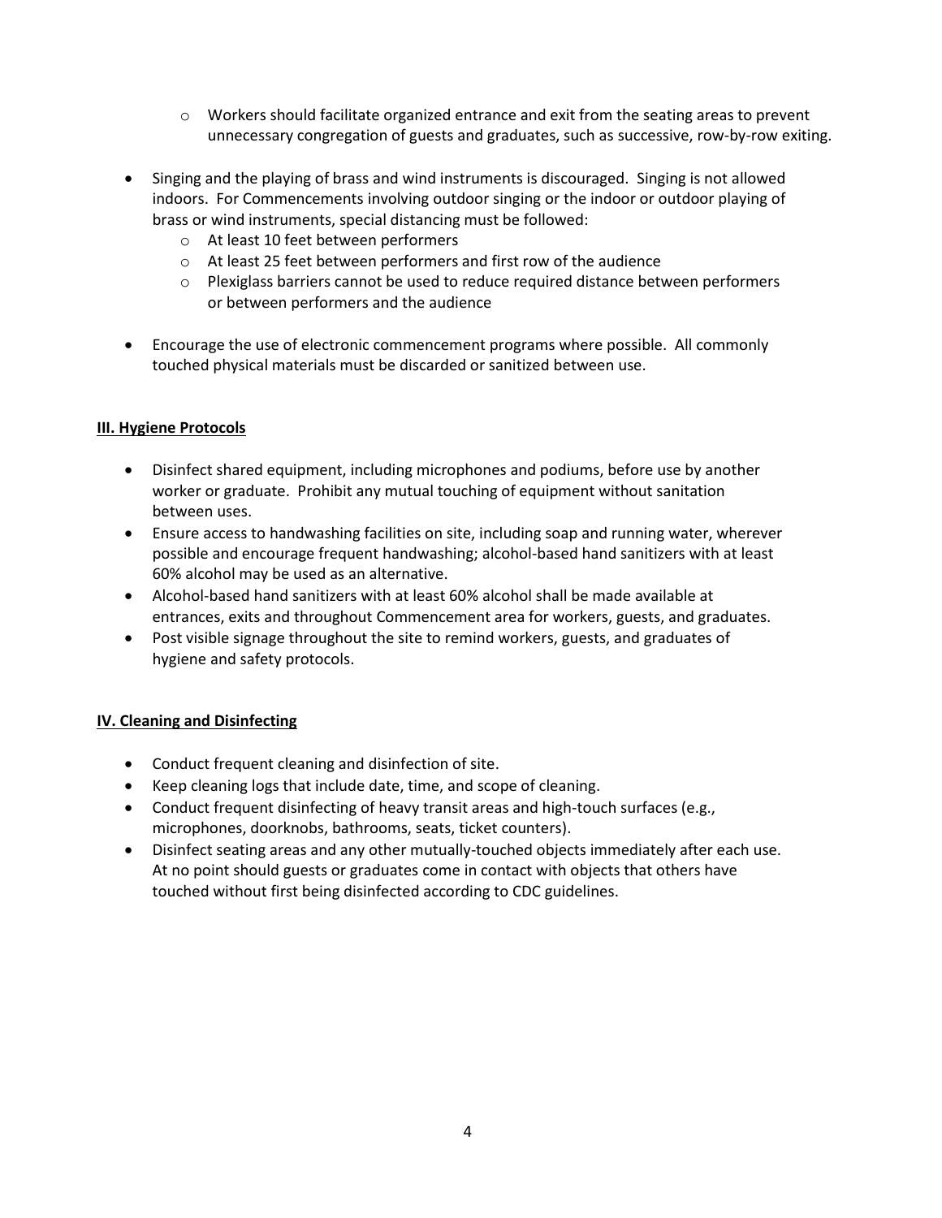- Workers should facilitate organized entrance and exit from the seating areas to prevent unnecessary congregation of guests and graduates, such as successive, row-by-row exiting.

- Singing and the playing of brass and wind instruments is discouraged. Singing is not allowed indoors. For Commencements involving outdoor singing or the indoor or outdoor playing of brass or wind instruments, special distancing must be followed:
  - At least 10 feet between performers
  - At least 25 feet between performers and first row of the audience
  - Plexiglass barriers cannot be used to reduce required distance between performers or between performers and the audience

- Encourage the use of electronic commencement programs where possible. All commonly touched physical materials must be discarded or sanitized between use.

## III. Hygiene Protocols

- Disinfect shared equipment, including microphones and podiums, before use by another worker or graduate. Prohibit any mutual touching of equipment without sanitation between uses.
- Ensure access to handwashing facilities on site, including soap and running water, wherever possible and encourage frequent handwashing; alcohol-based hand sanitizers with at least 60% alcohol may be used as an alternative.
- Alcohol-based hand sanitizers with at least 60% alcohol shall be made available at entrances, exits and throughout Commencement area for workers, guests, and graduates.
- Post visible signage throughout the site to remind workers, guests, and graduates of hygiene and safety protocols.

## IV. Cleaning and Disinfecting

- Conduct frequent cleaning and disinfection of site.
- Keep cleaning logs that include date, time, and scope of cleaning.
- Conduct frequent disinfecting of heavy transit areas and high-touch surfaces (e.g., microphones, doorknobs, bathrooms, seats, ticket counters).
- Disinfect seating areas and any other mutually-touched objects immediately after each use. At no point should guests or graduates come in contact with objects that others have touched without first being disinfected according to CDC guidelines.